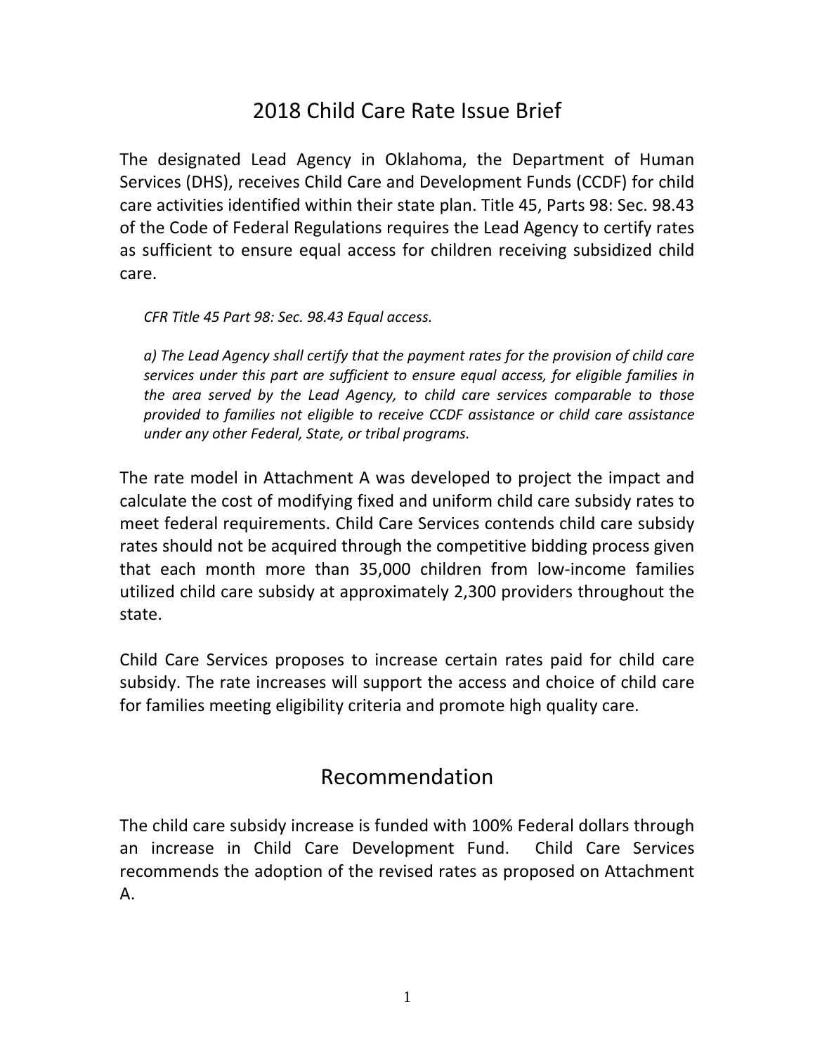# 2018 Child Care Rate Issue Brief

The designated Lead Agency in Oklahoma, the Department of Human Services (DHS), receives Child Care and Development Funds (CCDF) for child care activities identified within their state plan. Title 45, Parts 98: Sec. 98.43 of the Code of Federal Regulations requires the Lead Agency to certify rates as sufficient to ensure equal access for children receiving subsidized child care.

> *CFR Title 45 Part 98: Sec. 98.43 Equal access.*
>
> *a) The Lead Agency shall certify that the payment rates for the provision of child care services under this part are sufficient to ensure equal access, for eligible families in the area served by the Lead Agency, to child care services comparable to those provided to families not eligible to receive CCDF assistance or child care assistance under any other Federal, State, or tribal programs.*

The rate model in Attachment A was developed to project the impact and calculate the cost of modifying fixed and uniform child care subsidy rates to meet federal requirements. Child Care Services contends child care subsidy rates should not be acquired through the competitive bidding process given that each month more than 35,000 children from low-income families utilized child care subsidy at approximately 2,300 providers throughout the state.

Child Care Services proposes to increase certain rates paid for child care subsidy. The rate increases will support the access and choice of child care for families meeting eligibility criteria and promote high quality care.

# Recommendation

The child care subsidy increase is funded with 100% Federal dollars through an increase in Child Care Development Fund. Child Care Services recommends the adoption of the revised rates as proposed on Attachment A.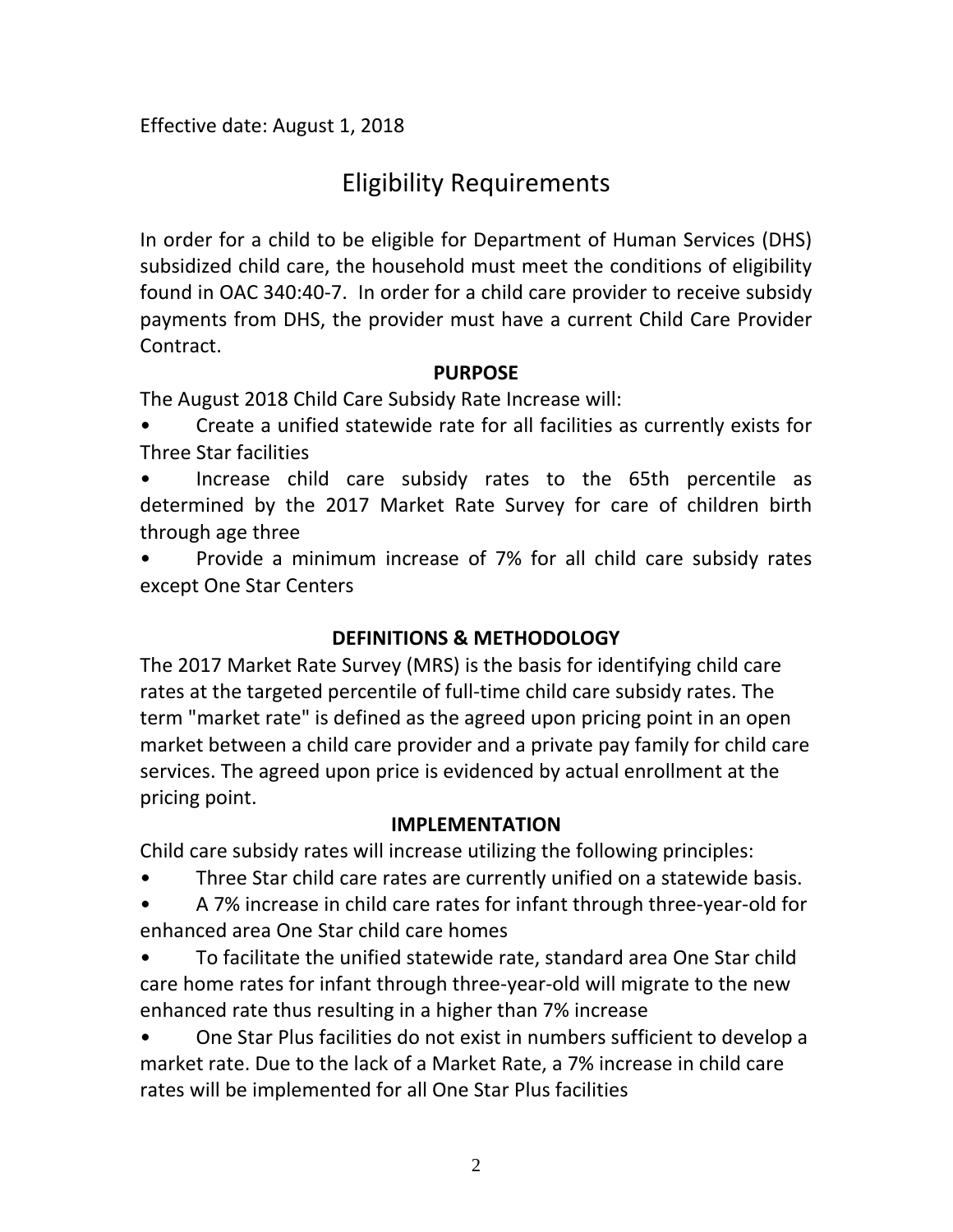Effective date: August 1, 2018

# Eligibility Requirements

In order for a child to be eligible for Department of Human Services (DHS) subsidized child care, the household must meet the conditions of eligibility found in OAC 340:40-7. In order for a child care provider to receive subsidy payments from DHS, the provider must have a current Child Care Provider Contract.

**PURPOSE**

The August 2018 Child Care Subsidy Rate Increase will:

- Create a unified statewide rate for all facilities as currently exists for Three Star facilities
- Increase child care subsidy rates to the 65th percentile as determined by the 2017 Market Rate Survey for care of children birth through age three
- Provide a minimum increase of 7% for all child care subsidy rates except One Star Centers

**DEFINITIONS & METHODOLOGY**

The 2017 Market Rate Survey (MRS) is the basis for identifying child care rates at the targeted percentile of full-time child care subsidy rates. The term "market rate" is defined as the agreed upon pricing point in an open market between a child care provider and a private pay family for child care services. The agreed upon price is evidenced by actual enrollment at the pricing point.

**IMPLEMENTATION**

Child care subsidy rates will increase utilizing the following principles:

- Three Star child care rates are currently unified on a statewide basis.
- A 7% increase in child care rates for infant through three-year-old for enhanced area One Star child care homes
- To facilitate the unified statewide rate, standard area One Star child care home rates for infant through three-year-old will migrate to the new enhanced rate thus resulting in a higher than 7% increase
- One Star Plus facilities do not exist in numbers sufficient to develop a market rate. Due to the lack of a Market Rate, a 7% increase in child care rates will be implemented for all One Star Plus facilities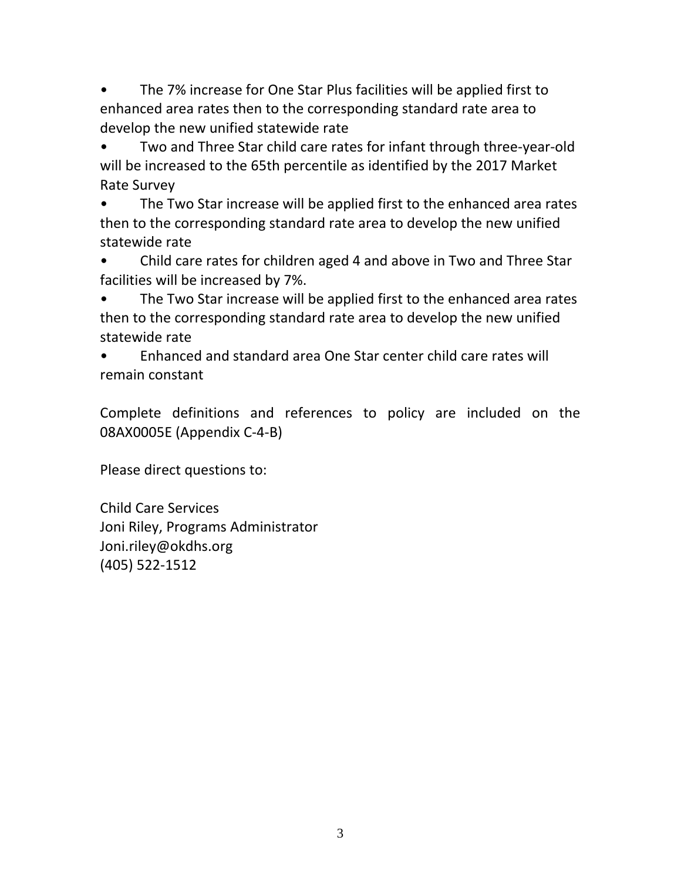- The 7% increase for One Star Plus facilities will be applied first to enhanced area rates then to the corresponding standard rate area to develop the new unified statewide rate
- Two and Three Star child care rates for infant through three-year-old will be increased to the 65th percentile as identified by the 2017 Market Rate Survey
- The Two Star increase will be applied first to the enhanced area rates then to the corresponding standard rate area to develop the new unified statewide rate
- Child care rates for children aged 4 and above in Two and Three Star facilities will be increased by 7%.
- The Two Star increase will be applied first to the enhanced area rates then to the corresponding standard rate area to develop the new unified statewide rate
- Enhanced and standard area One Star center child care rates will remain constant

Complete definitions and references to policy are included on the 08AX0005E (Appendix C-4-B)

Please direct questions to:

Child Care Services
Joni Riley, Programs Administrator
Joni.riley@okdhs.org
(405) 522-1512